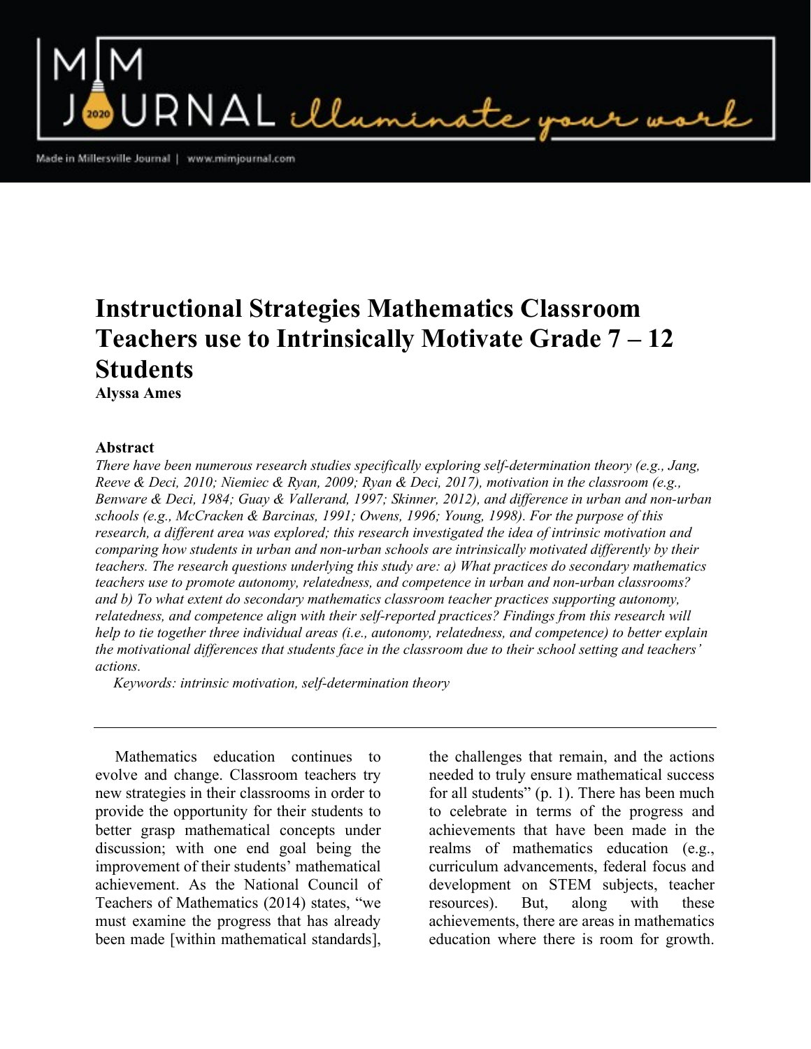# Instructional Strategies Mathematics Classroom Teachers use to Intrinsically Motivate Grade 7 – 12 Students

**Alyssa Ames**

### Abstract

*There have been numerous research studies specifically exploring self-determination theory (e.g., Jang, Reeve & Deci, 2010; Niemiec & Ryan, 2009; Ryan & Deci, 2017), motivation in the classroom (e.g., Benware & Deci, 1984; Guay & Vallerand, 1997; Skinner, 2012), and difference in urban and non-urban schools (e.g., McCracken & Barcinas, 1991; Owens, 1996; Young, 1998). For the purpose of this research, a different area was explored; this research investigated the idea of intrinsic motivation and comparing how students in urban and non-urban schools are intrinsically motivated differently by their teachers. The research questions underlying this study are: a) What practices do secondary mathematics teachers use to promote autonomy, relatedness, and competence in urban and non-urban classrooms? and b) To what extent do secondary mathematics classroom teacher practices supporting autonomy, relatedness, and competence align with their self-reported practices? Findings from this research will help to tie together three individual areas (i.e., autonomy, relatedness, and competence) to better explain the motivational differences that students face in the classroom due to their school setting and teachers' actions.*

*Keywords: intrinsic motivation, self-determination theory*

---

Mathematics education continues to evolve and change. Classroom teachers try new strategies in their classrooms in order to provide the opportunity for their students to better grasp mathematical concepts under discussion; with one end goal being the improvement of their students' mathematical achievement. As the National Council of Teachers of Mathematics (2014) states, "we must examine the progress that has already been made [within mathematical standards], the challenges that remain, and the actions needed to truly ensure mathematical success for all students" (p. 1). There has been much to celebrate in terms of the progress and achievements that have been made in the realms of mathematics education (e.g., curriculum advancements, federal focus and development on STEM subjects, teacher resources). But, along with these achievements, there are areas in mathematics education where there is room for growth.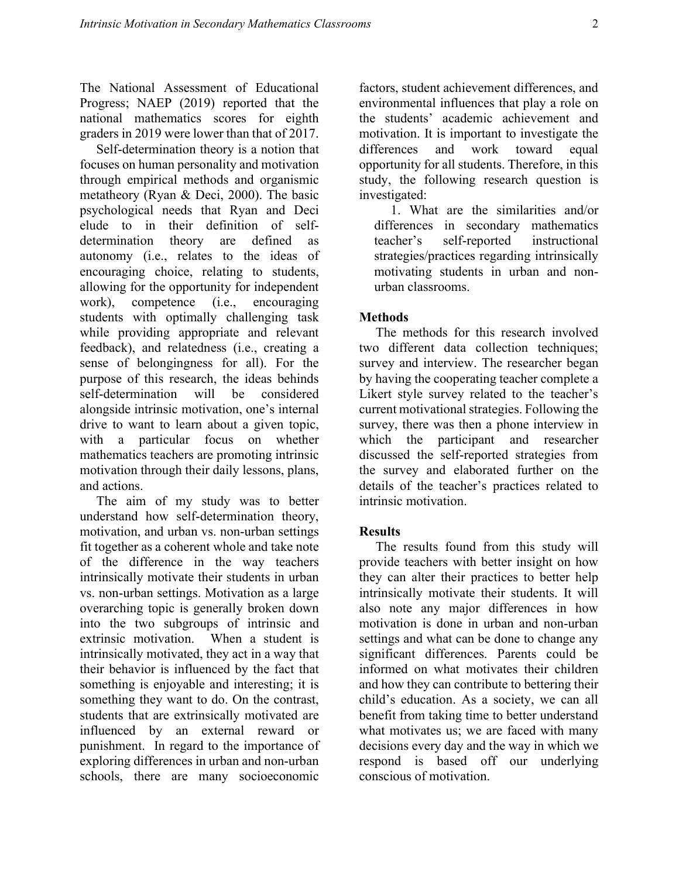The National Assessment of Educational Progress; NAEP (2019) reported that the national mathematics scores for eighth graders in 2019 were lower than that of 2017.

Self-determination theory is a notion that focuses on human personality and motivation through empirical methods and organismic metatheory (Ryan & Deci, 2000). The basic psychological needs that Ryan and Deci elude to in their definition of self-determination theory are defined as autonomy (i.e., relates to the ideas of encouraging choice, relating to students, allowing for the opportunity for independent work), competence (i.e., encouraging students with optimally challenging task while providing appropriate and relevant feedback), and relatedness (i.e., creating a sense of belongingness for all). For the purpose of this research, the ideas behinds self-determination will be considered alongside intrinsic motivation, one's internal drive to want to learn about a given topic, with a particular focus on whether mathematics teachers are promoting intrinsic motivation through their daily lessons, plans, and actions.

The aim of my study was to better understand how self-determination theory, motivation, and urban vs. non-urban settings fit together as a coherent whole and take note of the difference in the way teachers intrinsically motivate their students in urban vs. non-urban settings. Motivation as a large overarching topic is generally broken down into the two subgroups of intrinsic and extrinsic motivation. When a student is intrinsically motivated, they act in a way that their behavior is influenced by the fact that something is enjoyable and interesting; it is something they want to do. On the contrast, students that are extrinsically motivated are influenced by an external reward or punishment. In regard to the importance of exploring differences in urban and non-urban schools, there are many socioeconomic factors, student achievement differences, and environmental influences that play a role on the students' academic achievement and motivation. It is important to investigate the differences and work toward equal opportunity for all students. Therefore, in this study, the following research question is investigated:

1. What are the similarities and/or differences in secondary mathematics teacher's self-reported instructional strategies/practices regarding intrinsically motivating students in urban and non-urban classrooms.

## Methods

The methods for this research involved two different data collection techniques; survey and interview. The researcher began by having the cooperating teacher complete a Likert style survey related to the teacher's current motivational strategies. Following the survey, there was then a phone interview in which the participant and researcher discussed the self-reported strategies from the survey and elaborated further on the details of the teacher's practices related to intrinsic motivation.

## Results

The results found from this study will provide teachers with better insight on how they can alter their practices to better help intrinsically motivate their students. It will also note any major differences in how motivation is done in urban and non-urban settings and what can be done to change any significant differences. Parents could be informed on what motivates their children and how they can contribute to bettering their child's education. As a society, we can all benefit from taking time to better understand what motivates us; we are faced with many decisions every day and the way in which we respond is based off our underlying conscious of motivation.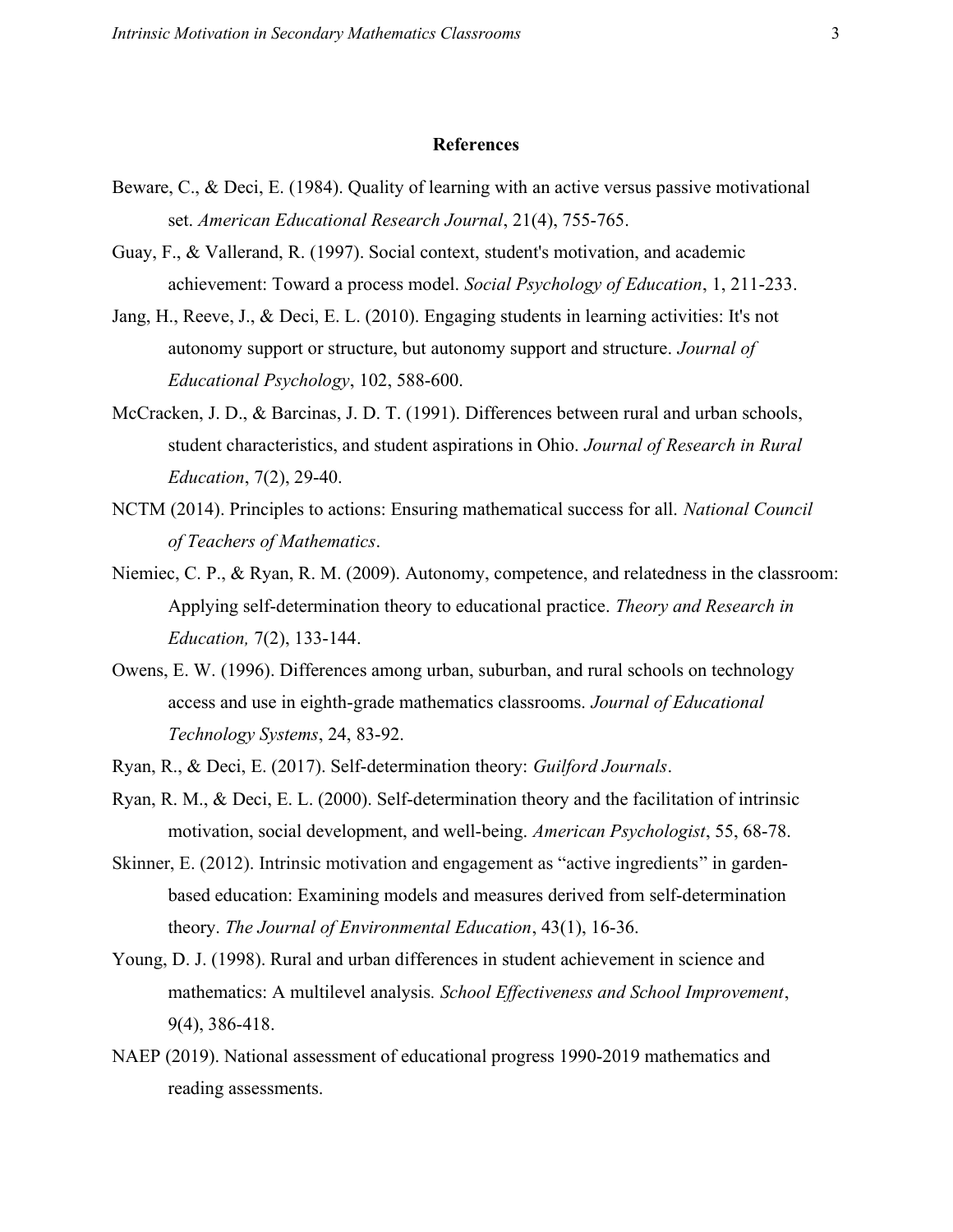## References

Beware, C., & Deci, E. (1984). Quality of learning with an active versus passive motivational set. *American Educational Research Journal*, 21(4), 755-765.

Guay, F., & Vallerand, R. (1997). Social context, student's motivation, and academic achievement: Toward a process model. *Social Psychology of Education*, 1, 211-233.

Jang, H., Reeve, J., & Deci, E. L. (2010). Engaging students in learning activities: It's not autonomy support or structure, but autonomy support and structure. *Journal of Educational Psychology*, 102, 588-600.

McCracken, J. D., & Barcinas, J. D. T. (1991). Differences between rural and urban schools, student characteristics, and student aspirations in Ohio. *Journal of Research in Rural Education*, 7(2), 29-40.

NCTM (2014). Principles to actions: Ensuring mathematical success for all. *National Council of Teachers of Mathematics*.

Niemiec, C. P., & Ryan, R. M. (2009). Autonomy, competence, and relatedness in the classroom: Applying self-determination theory to educational practice. *Theory and Research in Education,* 7(2), 133-144.

Owens, E. W. (1996). Differences among urban, suburban, and rural schools on technology access and use in eighth-grade mathematics classrooms. *Journal of Educational Technology Systems*, 24, 83-92.

Ryan, R., & Deci, E. (2017). Self-determination theory: *Guilford Journals*.

Ryan, R. M., & Deci, E. L. (2000). Self-determination theory and the facilitation of intrinsic motivation, social development, and well-being. *American Psychologist*, 55, 68-78.

Skinner, E. (2012). Intrinsic motivation and engagement as "active ingredients" in garden-based education: Examining models and measures derived from self-determination theory. *The Journal of Environmental Education*, 43(1), 16-36.

Young, D. J. (1998). Rural and urban differences in student achievement in science and mathematics: A multilevel analysis. *School Effectiveness and School Improvement*, 9(4), 386-418.

NAEP (2019). National assessment of educational progress 1990-2019 mathematics and reading assessments.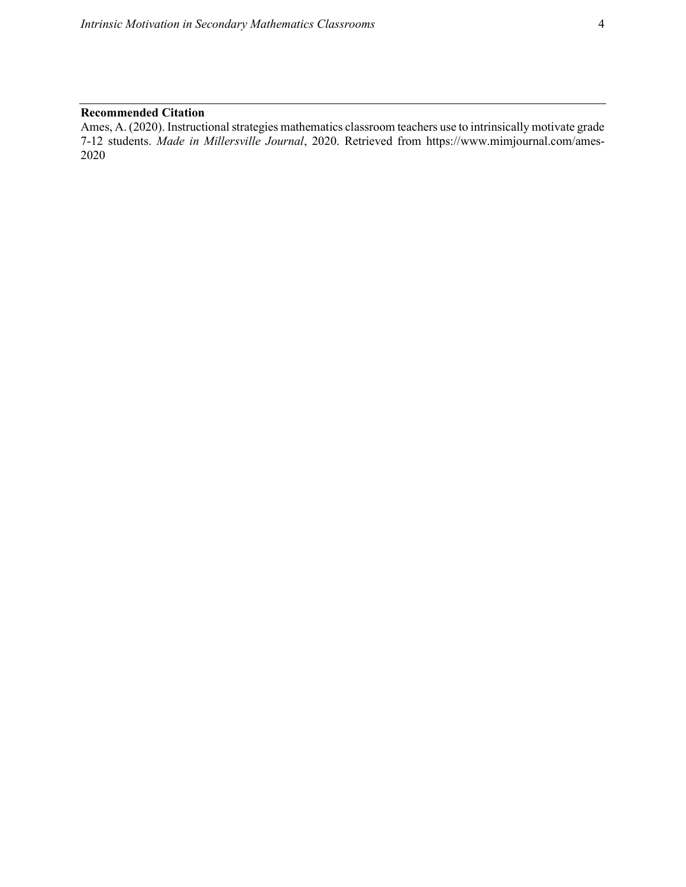**Recommended Citation**

Ames, A. (2020). Instructional strategies mathematics classroom teachers use to intrinsically motivate grade 7-12 students. *Made in Millersville Journal*, 2020. Retrieved from https://www.mimjournal.com/ames-2020